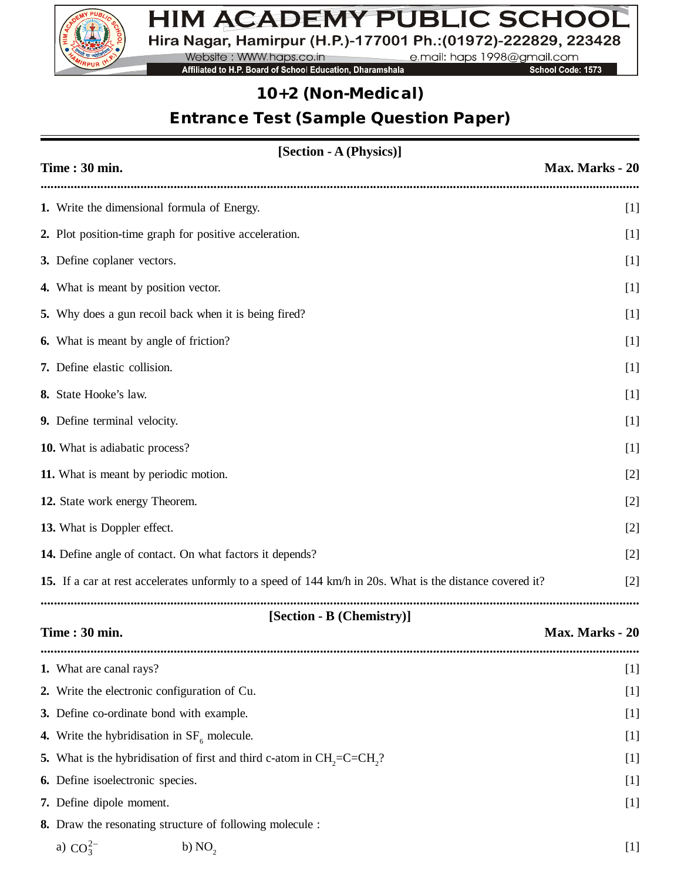# HIM ACADEMY PUBLIC SCHOOL

Hira Nagar, Hamirpur (H.P.)-177001 Ph.:(01972)-222829, 223428

Website : WWW.haps.co.in e.mail: haps 1998@gmail.com

Affiliated to H.P. Board of School Education, Dharamshala School Code: 1573

## 10+2 (Non-Medical)

## Entrance Test (Sample Question Paper)

### [Section - A (Physics)]

**Time : 30 min.** **Max. Marks - 20**

1. Write the dimensional formula of Energy. [1]
2. Plot position-time graph for positive acceleration. [1]
3. Define coplaner vectors. [1]
4. What is meant by position vector. [1]
5. Why does a gun recoil back when it is being fired? [1]
6. What is meant by angle of friction? [1]
7. Define elastic collision. [1]
8. State Hooke's law. [1]
9. Define terminal velocity. [1]
10. What is adiabatic process? [1]
11. What is meant by periodic motion. [2]
12. State work energy Theorem. [2]
13. What is Doppler effect. [2]
14. Define angle of contact. On what factors it depends? [2]
15. If a car at rest accelerates unformly to a speed of 144 km/h in 20s. What is the distance covered it? [2]

### [Section - B (Chemistry)]

**Time : 30 min.** **Max. Marks - 20**

1. What are canal rays? [1]
2. Write the electronic configuration of Cu. [1]
3. Define co-ordinate bond with example. [1]
4. Write the hybridisation in $SF_6$ molecule. [1]
5. What is the hybridisation of first and third c-atom in $CH_2=C=CH_2$? [1]
6. Define isoelectronic species. [1]
7. Define dipole moment. [1]
8. Draw the resonating structure of following molecule :

   a) $CO_3^{2-}$ b) $NO_2$ [1]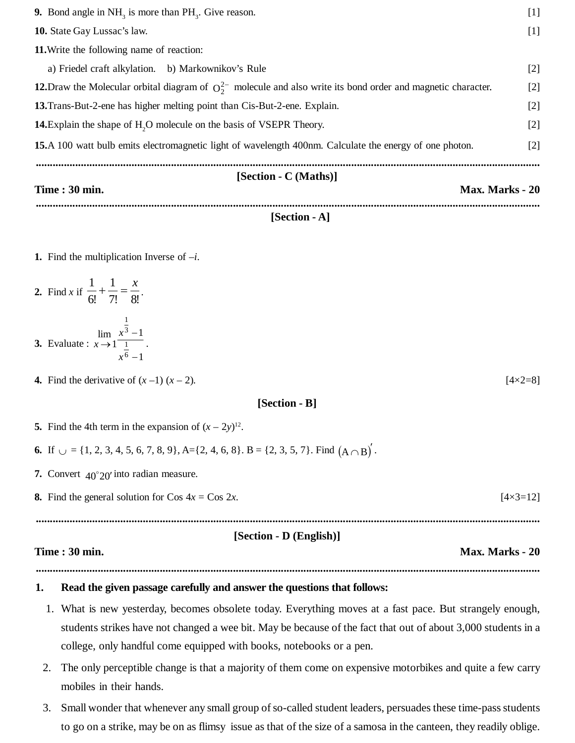9. Bond angle in $NH_3$ is more than $PH_3$. Give reason. [1]

10. State Gay Lussac's law. [1]

11. Write the following name of reaction:

   a) Friedel craft alkylation.  b) Markownikov's Rule [2]

12. Draw the Molecular orbital diagram of $O_2^{2-}$ molecule and also write its bond order and magnetic character. [2]

13. Trans-But-2-ene has higher melting point than Cis-But-2-ene. Explain. [2]

14. Explain the shape of $H_2O$ molecule on the basis of VSEPR Theory. [2]

15. A 100 watt bulb emits electromagnetic light of wavelength 400nm. Calculate the energy of one photon. [2]

---

## [Section - C (Maths)]

**Time : 30 min.** **Max. Marks - 20**

---

### [Section - A]

1. Find the multiplication Inverse of $-i$.

2. Find $x$ if $\frac{1}{6!} + \frac{1}{7!} = \frac{x}{8!}$.

3. Evaluate : $\lim_{x \to 1} \frac{x^{\frac{1}{3}} - 1}{x^{\frac{1}{6}} - 1}$.

4. Find the derivative of $(x - 1)(x - 2)$. [4×2=8]

### [Section - B]

5. Find the 4th term in the expansion of $(x - 2y)^{12}$.

6. If $\cup$ = {1, 2, 3, 4, 5, 6, 7, 8, 9}, A={2, 4, 6, 8}. B = {2, 3, 5, 7}. Find $(A \cap B)'$.

7. Convert $40°20'$ into radian measure.

8. Find the general solution for $\cos 4x = \cos 2x$. [4×3=12]

---

## [Section - D (English)]

**Time : 30 min.** **Max. Marks - 20**

---

1. **Read the given passage carefully and answer the questions that follows:**

   1. What is new yesterday, becomes obsolete today. Everything moves at a fast pace. But strangely enough, students strikes have not changed a wee bit. May be because of the fact that out of about 3,000 students in a college, only handful come equipped with books, notebooks or a pen.

   2. The only perceptible change is that a majority of them come on expensive motorbikes and quite a few carry mobiles in their hands.

   3. Small wonder that whenever any small group of so-called student leaders, persuades these time-pass students to go on a strike, may be on as flimsy issue as that of the size of a samosa in the canteen, they readily oblige.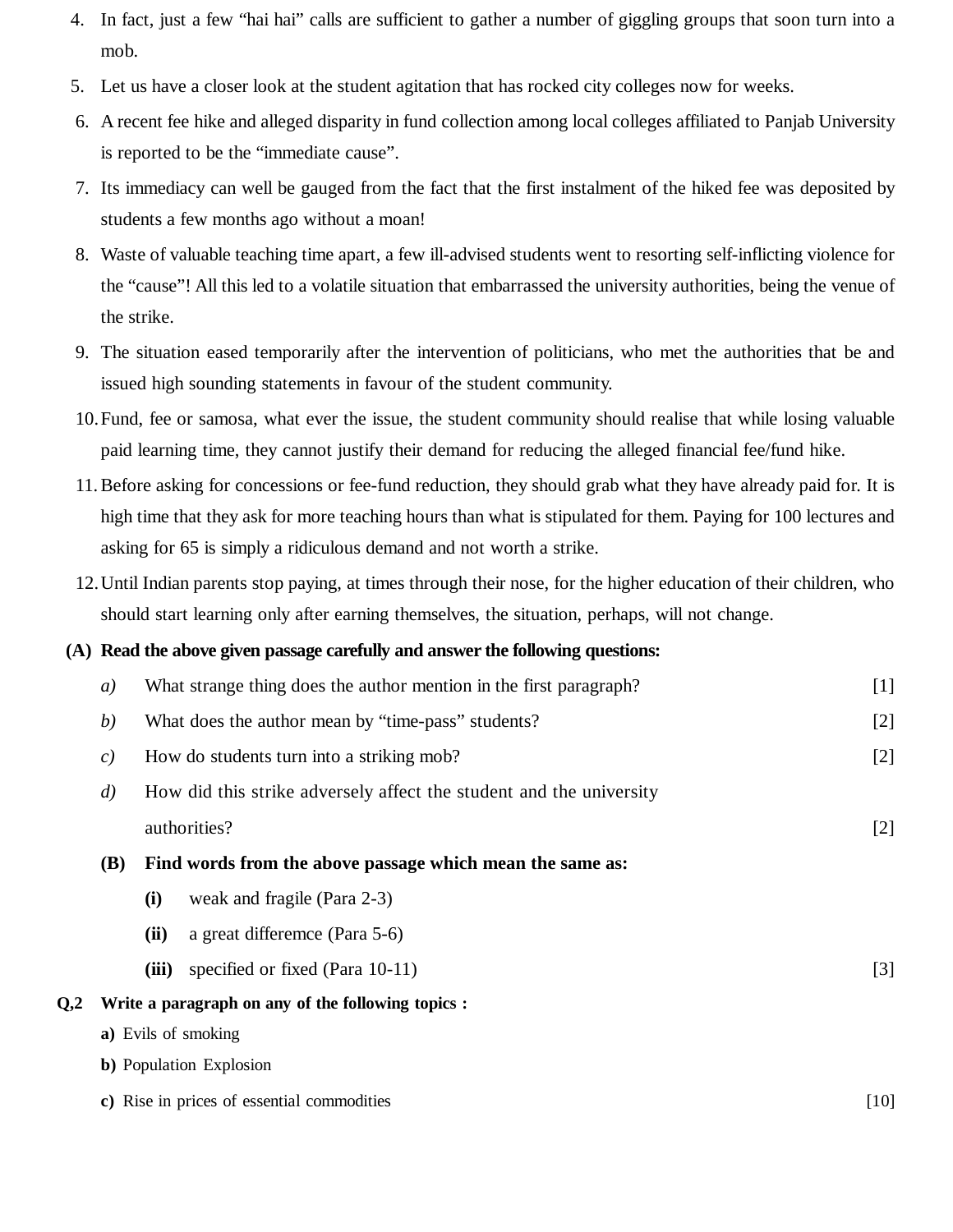4. In fact, just a few "hai hai" calls are sufficient to gather a number of giggling groups that soon turn into a mob.
5. Let us have a closer look at the student agitation that has rocked city colleges now for weeks.
6. A recent fee hike and alleged disparity in fund collection among local colleges affiliated to Panjab University is reported to be the "immediate cause".
7. Its immediacy can well be gauged from the fact that the first instalment of the hiked fee was deposited by students a few months ago without a moan!
8. Waste of valuable teaching time apart, a few ill-advised students went to resorting self-inflicting violence for the "cause"! All this led to a volatile situation that embarrassed the university authorities, being the venue of the strike.
9. The situation eased temporarily after the intervention of politicians, who met the authorities that be and issued high sounding statements in favour of the student community.
10. Fund, fee or samosa, what ever the issue, the student community should realise that while losing valuable paid learning time, they cannot justify their demand for reducing the alleged financial fee/fund hike.
11. Before asking for concessions or fee-fund reduction, they should grab what they have already paid for. It is high time that they ask for more teaching hours than what is stipulated for them. Paying for 100 lectures and asking for 65 is simply a ridiculous demand and not worth a strike.
12. Until Indian parents stop paying, at times through their nose, for the higher education of their children, who should start learning only after earning themselves, the situation, perhaps, will not change.

**(A) Read the above given passage carefully and answer the following questions:**

*a)* What strange thing does the author mention in the first paragraph? [1]

*b)* What does the author mean by "time-pass" students? [2]

*c)* How do students turn into a striking mob? [2]

*d)* How did this strike adversely affect the student and the university authorities? [2]

**(B) Find words from the above passage which mean the same as:**

**(i)** weak and fragile (Para 2-3)

**(ii)** a great differemce (Para 5-6)

**(iii)** specified or fixed (Para 10-11) [3]

**Q,2 Write a paragraph on any of the following topics :**

**a)** Evils of smoking

**b)** Population Explosion

**c)** Rise in prices of essential commodities [10]